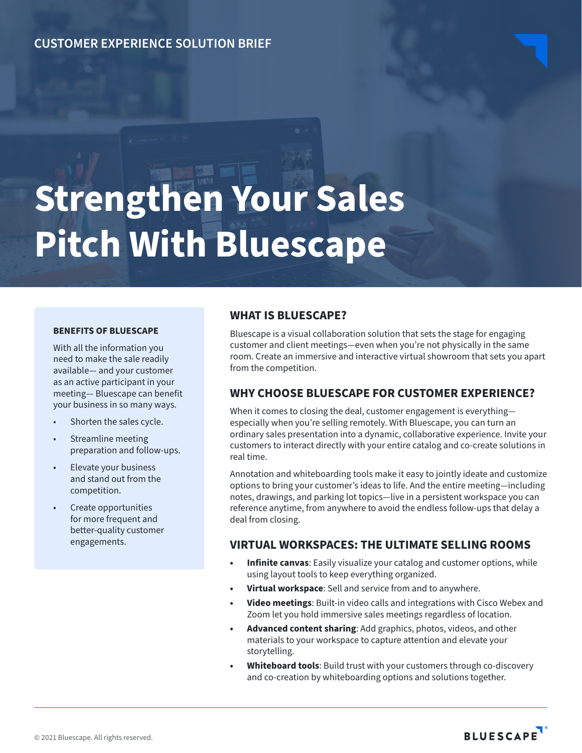CUSTOMER EXPERIENCE SOLUTION BRIEF

# Strengthen Your Sales Pitch With Bluescape

## WHAT IS BLUESCAPE?

Bluescape is a visual collaboration solution that sets the stage for engaging customer and client meetings—even when you're not physically in the same room. Create an immersive and interactive virtual showroom that sets you apart from the competition.

## WHY CHOOSE BLUESCAPE FOR CUSTOMER EXPERIENCE?

When it comes to closing the deal, customer engagement is everything—especially when you're selling remotely. With Bluescape, you can turn an ordinary sales presentation into a dynamic, collaborative experience. Invite your customers to interact directly with your entire catalog and co-create solutions in real time.

Annotation and whiteboarding tools make it easy to jointly ideate and customize options to bring your customer's ideas to life. And the entire meeting—including notes, drawings, and parking lot topics—live in a persistent workspace you can reference anytime, from anywhere to avoid the endless follow-ups that delay a deal from closing.

## VIRTUAL WORKSPACES: THE ULTIMATE SELLING ROOMS

- **Infinite canvas**: Easily visualize your catalog and customer options, while using layout tools to keep everything organized.
- **Virtual workspace**: Sell and service from and to anywhere.
- **Video meetings**: Built-in video calls and integrations with Cisco Webex and Zoom let you hold immersive sales meetings regardless of location.
- **Advanced content sharing**: Add graphics, photos, videos, and other materials to your workspace to capture attention and elevate your storytelling.
- **Whiteboard tools**: Build trust with your customers through co-discovery and co-creation by whiteboarding options and solutions together.

### BENEFITS OF BLUESCAPE

With all the information you need to make the sale readily available— and your customer as an active participant in your meeting— Bluescape can benefit your business in so many ways.

- Shorten the sales cycle.
- Streamline meeting preparation and follow-ups.
- Elevate your business and stand out from the competition.
- Create opportunities for more frequent and better-quality customer engagements.

© 2021 Bluescape. All rights reserved.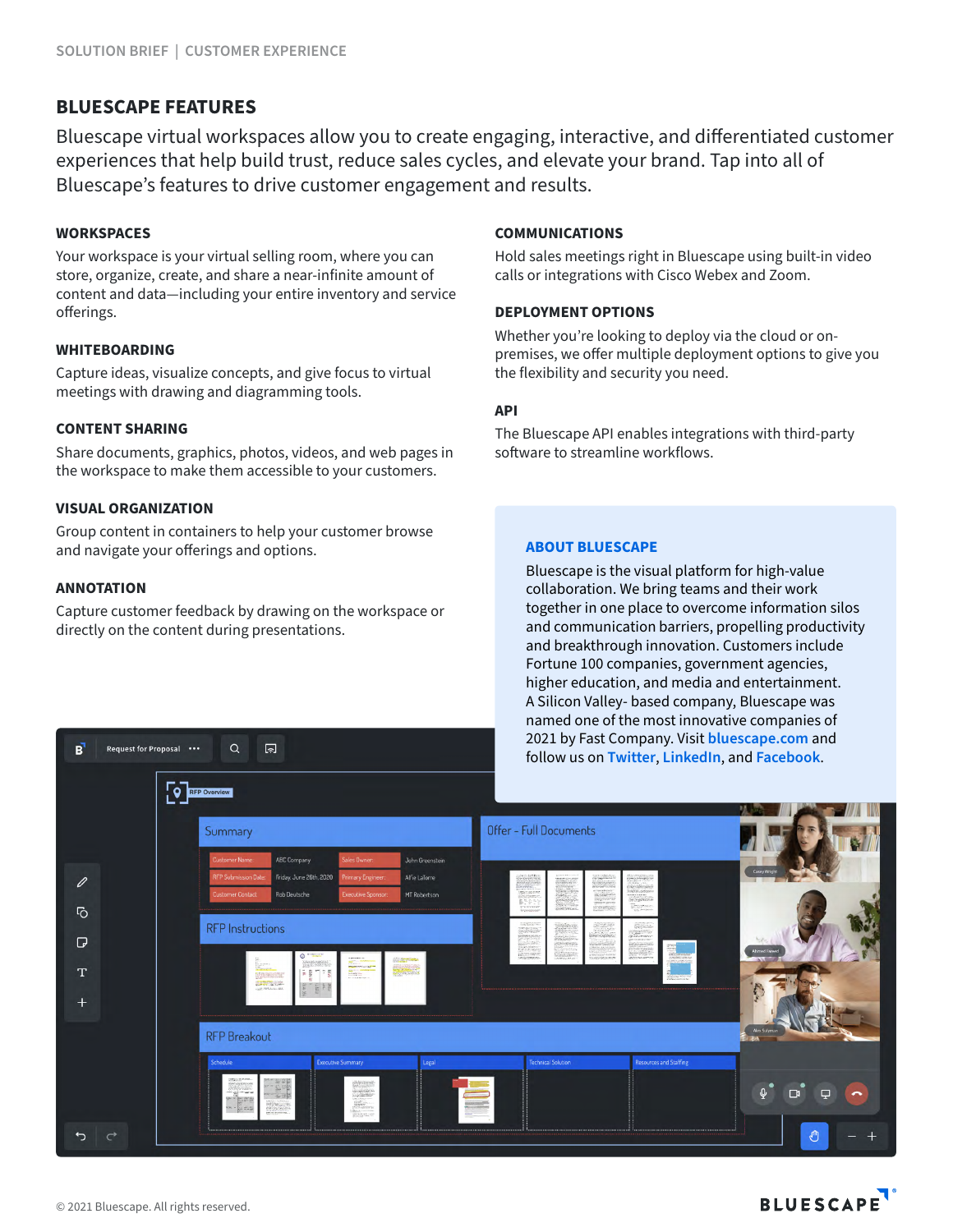SOLUTION BRIEF | CUSTOMER EXPERIENCE

## BLUESCAPE FEATURES

Bluescape virtual workspaces allow you to create engaging, interactive, and differentiated customer experiences that help build trust, reduce sales cycles, and elevate your brand. Tap into all of Bluescape's features to drive customer engagement and results.

### WORKSPACES

Your workspace is your virtual selling room, where you can store, organize, create, and share a near-infinite amount of content and data—including your entire inventory and service offerings.

### WHITEBOARDING

Capture ideas, visualize concepts, and give focus to virtual meetings with drawing and diagramming tools.

### CONTENT SHARING

Share documents, graphics, photos, videos, and web pages in the workspace to make them accessible to your customers.

### VISUAL ORGANIZATION

Group content in containers to help your customer browse and navigate your offerings and options.

### ANNOTATION

Capture customer feedback by drawing on the workspace or directly on the content during presentations.

### COMMUNICATIONS

Hold sales meetings right in Bluescape using built-in video calls or integrations with Cisco Webex and Zoom.

### DEPLOYMENT OPTIONS

Whether you're looking to deploy via the cloud or on-premises, we offer multiple deployment options to give you the flexibility and security you need.

### API

The Bluescape API enables integrations with third-party software to streamline workflows.

### ABOUT BLUESCAPE

Bluescape is the visual platform for high-value collaboration. We bring teams and their work together in one place to overcome information silos and communication barriers, propelling productivity and breakthrough innovation. Customers include Fortune 100 companies, government agencies, higher education, and media and entertainment. A Silicon Valley- based company, Bluescape was named one of the most innovative companies of 2021 by Fast Company. Visit bluescape.com and follow us on Twitter, LinkedIn, and Facebook.

© 2021 Bluescape. All rights reserved.